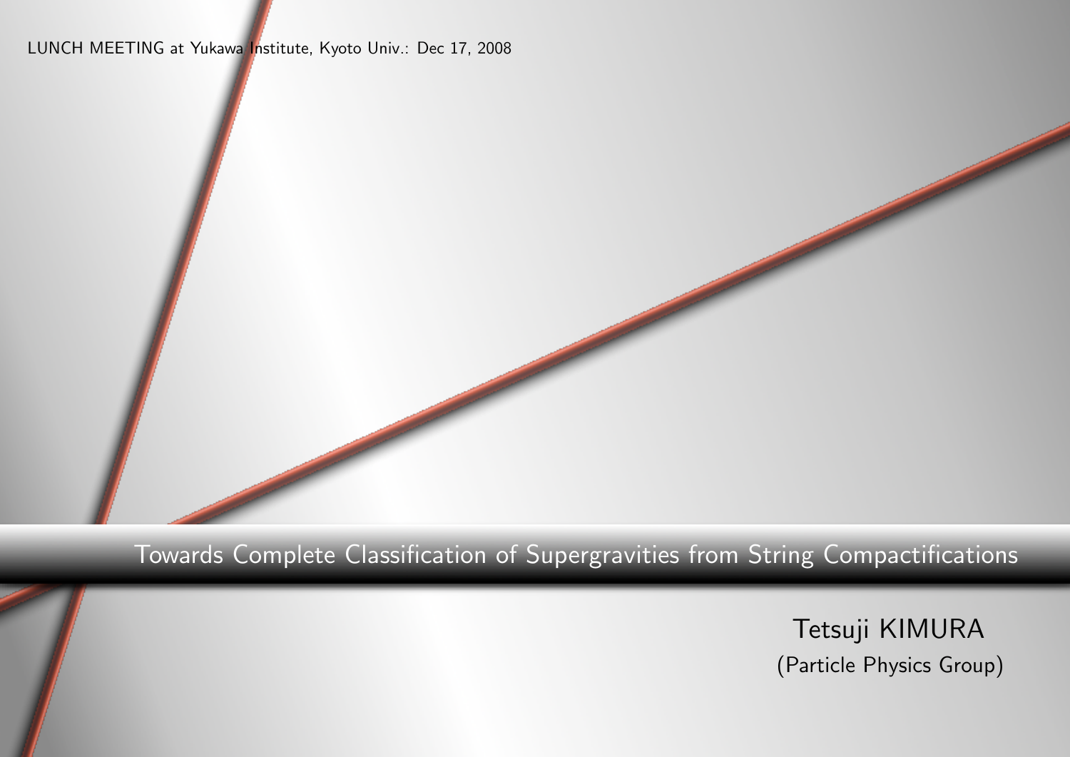LUNCH MEETING at Yukawa Institute, Kyoto Univ.: Dec 17, 2008

# Towards Complete Classification of Supergravities from String Compactifications

Tetsuji KIMURA

(Particle Physics Group)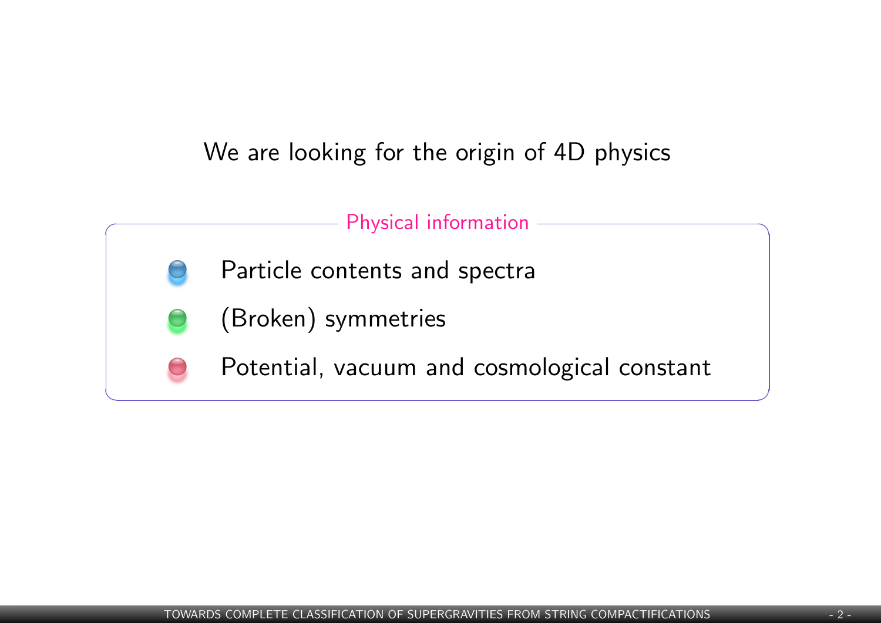We are looking for the origin of 4D physics

**Physical information**

- Particle contents and spectra
- (Broken) symmetries
- Potential, vacuum and cosmological constant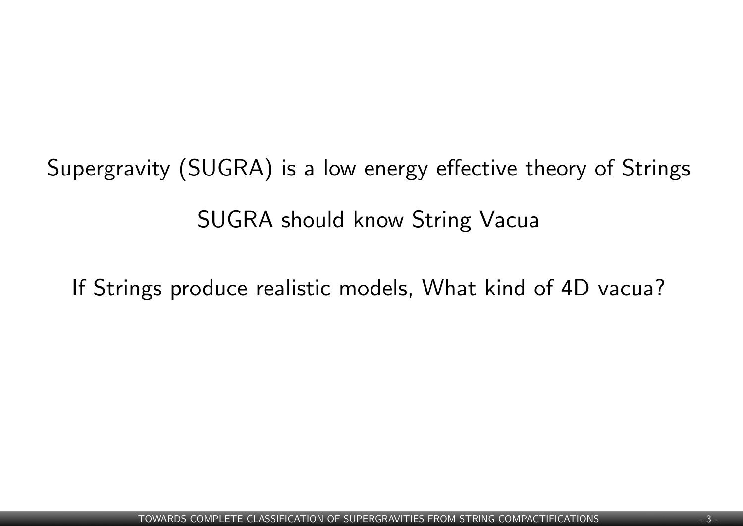Supergravity (SUGRA) is a low energy effective theory of Strings

SUGRA should know String Vacua

If Strings produce realistic models, What kind of 4D vacua?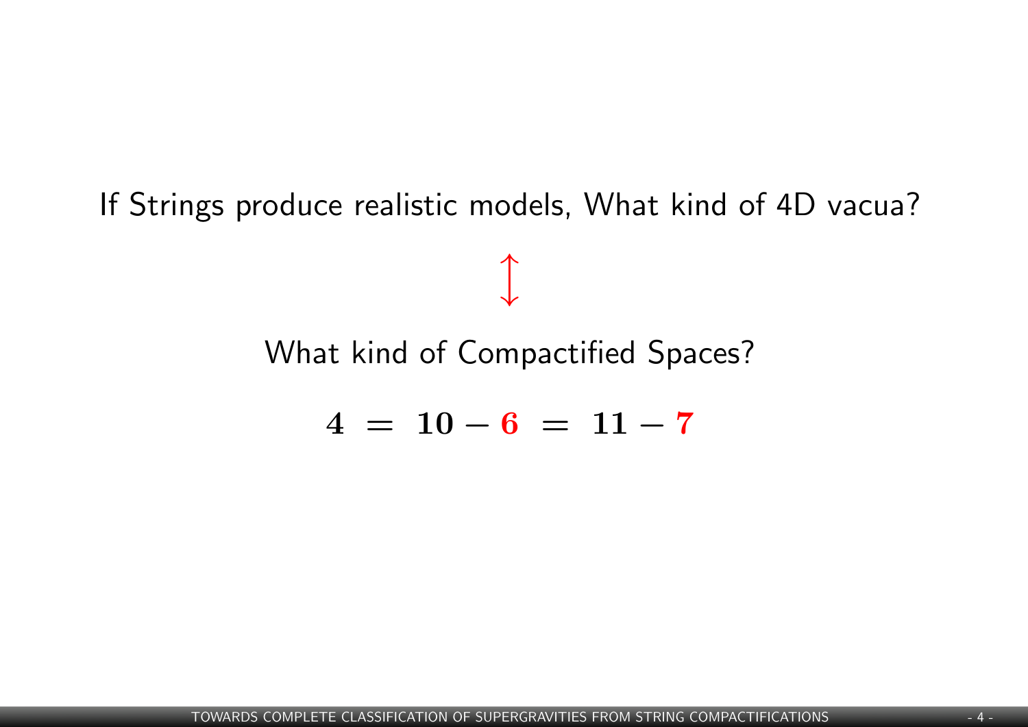If Strings produce realistic models, What kind of 4D vacua?

$$\updownarrow$$

What kind of Compactified Spaces?

$$\mathbf{4 \ = \ 10 - 6 \ = \ 11 - 7}$$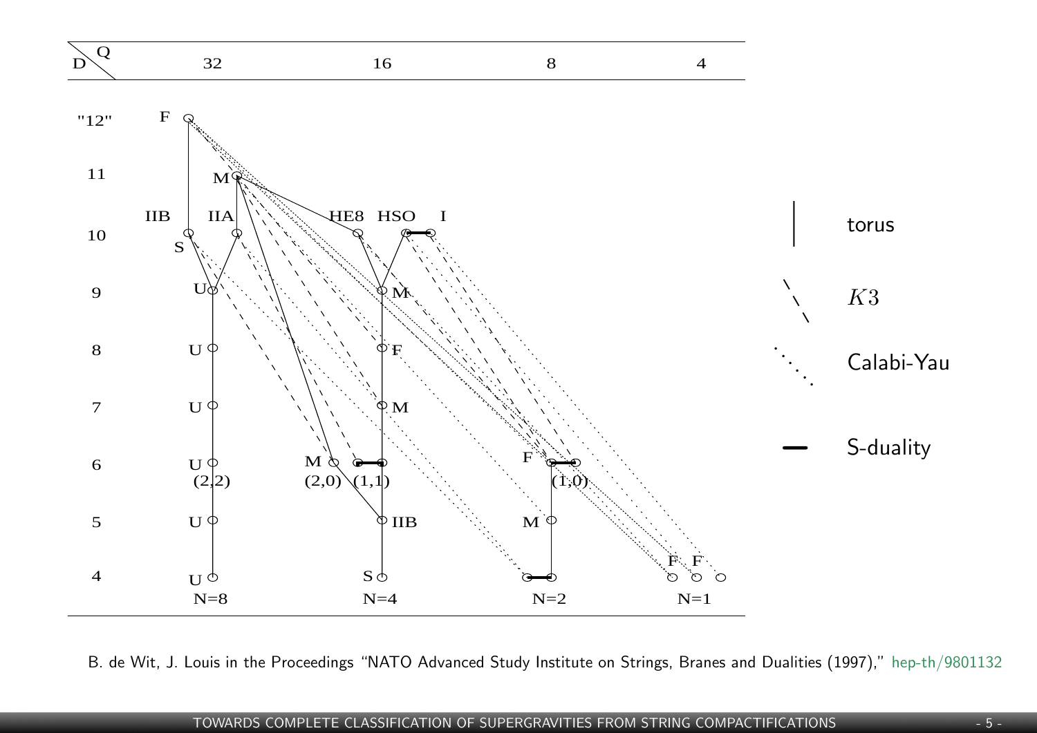| D \ Q | 32 | 16 | 8 | 4 |
|---|---|---|---|---|
| "12" | F | | | |
| 11 | M | | | |
| 10 | IIB, IIA | HE8, HSO, I | | |
| 9 | U | M | | |
| 8 | U | F | | |
| 7 | U | M | | |
| 6 | U (2,2) | M (2,0), (1,1) | F (1,0) | |
| 5 | U | IIB | M | |
| 4 | U | S | | F, F |
| | N=8 | N=4 | N=2 | N=1 |

Legend: torus (solid line), $K3$ (dashed line), Calabi-Yau (dotted line), S-duality (thick line)

B. de Wit, J. Louis in the Proceedings "NATO Advanced Study Institute on Strings, Branes and Dualities (1997)," hep-th/9801132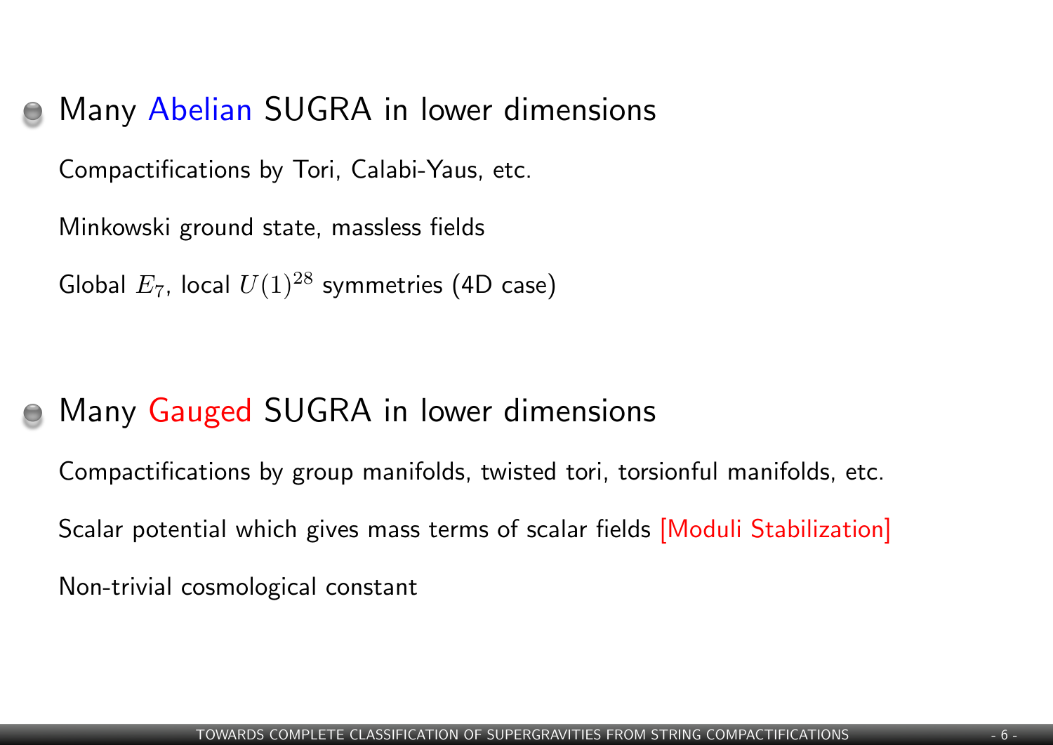- Many Abelian SUGRA in lower dimensions

  Compactifications by Tori, Calabi-Yaus, etc.

  Minkowski ground state, massless fields

  Global $E_7$, local $U(1)^{28}$ symmetries (4D case)

- Many Gauged SUGRA in lower dimensions

  Compactifications by group manifolds, twisted tori, torsionful manifolds, etc.

  Scalar potential which gives mass terms of scalar fields [Moduli Stabilization]

  Non-trivial cosmological constant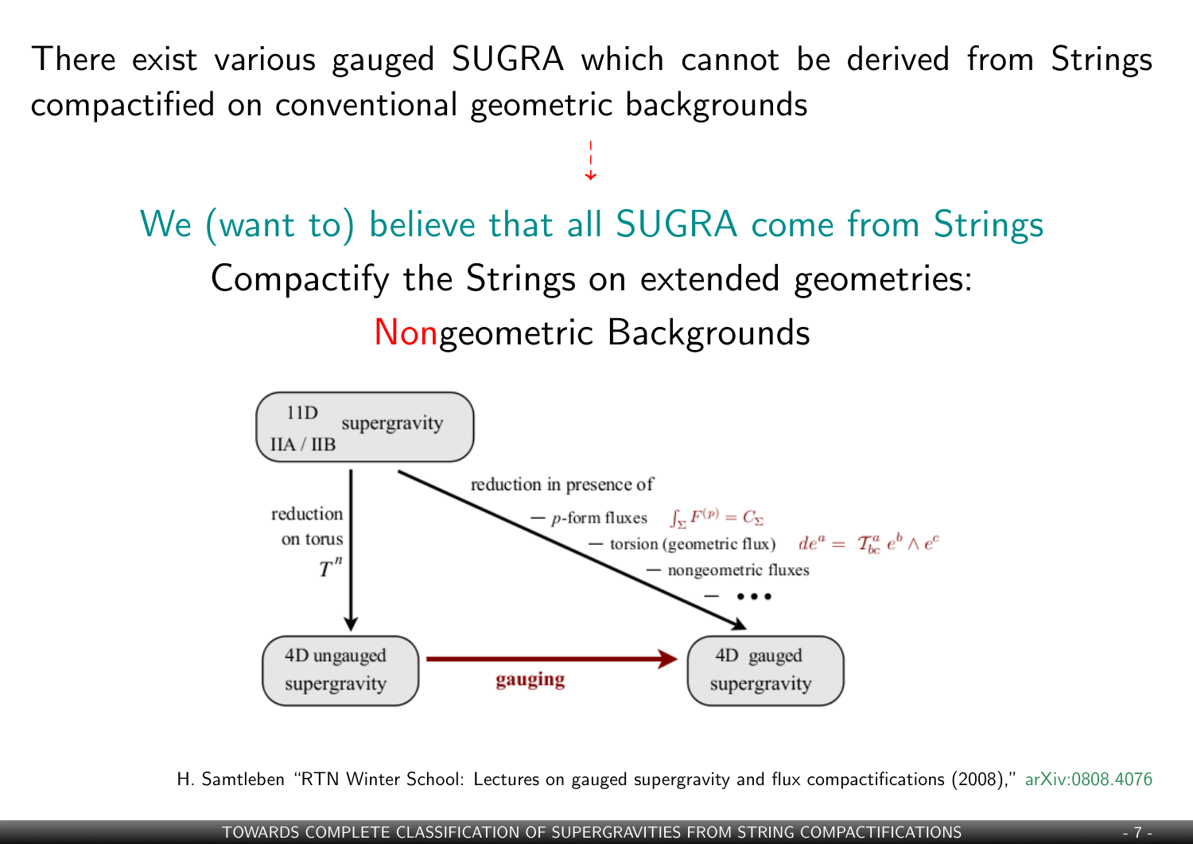There exist various gauged SUGRA which cannot be derived from Strings compactified on conventional geometric backgrounds

↓

We (want to) believe that all SUGRA come from Strings

Compactify the Strings on extended geometries:

Nongeometric Backgrounds

11D supergravity IIA / IIB

reduction on torus $T^n$

reduction in presence of
— $p$-form fluxes $\int_\Sigma F^{(p)} = C_\Sigma$
— torsion (geometric flux) $de^a = \mathcal{T}^a_{bc}\, e^b \wedge e^c$
— nongeometric fluxes
— •••

4D ungauged supergravity

**gauging**

4D gauged supergravity

H. Samtleben "RTN Winter School: Lectures on gauged supergravity and flux compactifications (2008)," arXiv:0808.4076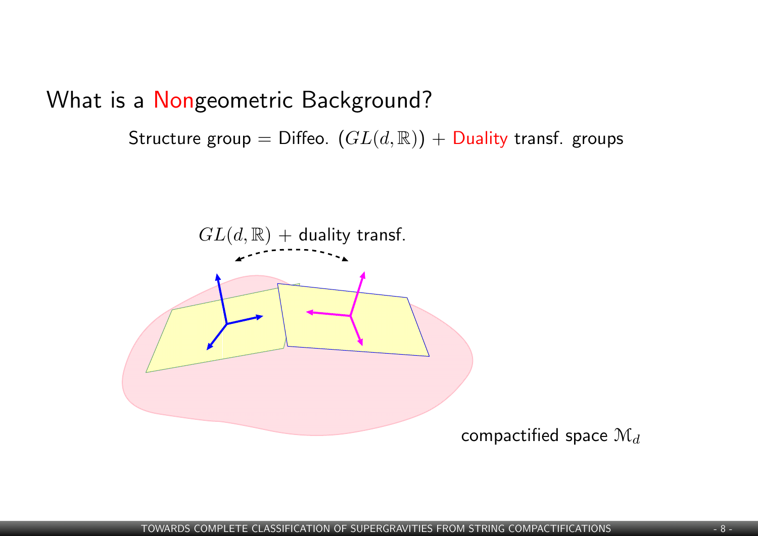# What is a Nongeometric Background?

Structure group = Diffeo. $(GL(d, \mathbb{R}))$ + Duality transf. groups

$GL(d, \mathbb{R})$ + duality transf.

compactified space $\mathcal{M}_d$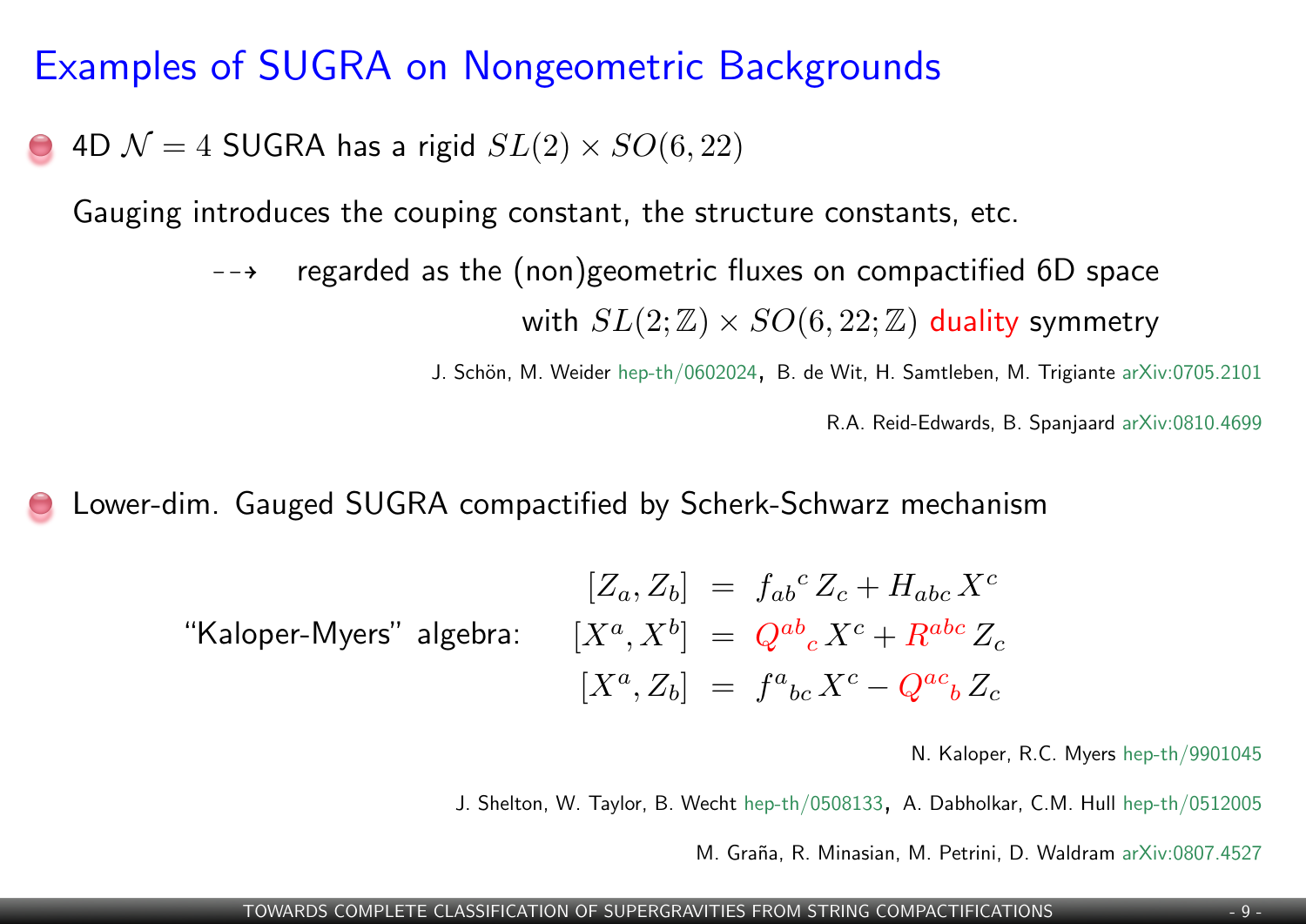# Examples of SUGRA on Nongeometric Backgrounds

- 4D $\mathcal{N} = 4$ SUGRA has a rigid $SL(2) \times SO(6,22)$

  Gauging introduces the couping constant, the structure constants, etc.

  ⇢ regarded as the (non)geometric fluxes on compactified 6D space with $SL(2;\mathbb{Z}) \times SO(6,22;\mathbb{Z})$ duality symmetry

  J. Schön, M. Weider hep-th/0602024, B. de Wit, H. Samtleben, M. Trigiante arXiv:0705.2101

  R.A. Reid-Edwards, B. Spanjaard arXiv:0810.4699

- Lower-dim. Gauged SUGRA compactified by Scherk-Schwarz mechanism

  "Kaloper-Myers" algebra:

$$
\begin{aligned}
[Z_a, Z_b] &= f_{ab}{}^{c}\, Z_c + H_{abc}\, X^c \\
[X^a, X^b] &= Q^{ab}{}_{c}\, X^c + R^{abc}\, Z_c \\
[X^a, Z_b] &= f^{a}{}_{bc}\, X^c - Q^{ac}{}_{b}\, Z_c
\end{aligned}
$$

  N. Kaloper, R.C. Myers hep-th/9901045

  J. Shelton, W. Taylor, B. Wecht hep-th/0508133, A. Dabholkar, C.M. Hull hep-th/0512005

  M. Graña, R. Minasian, M. Petrini, D. Waldram arXiv:0807.4527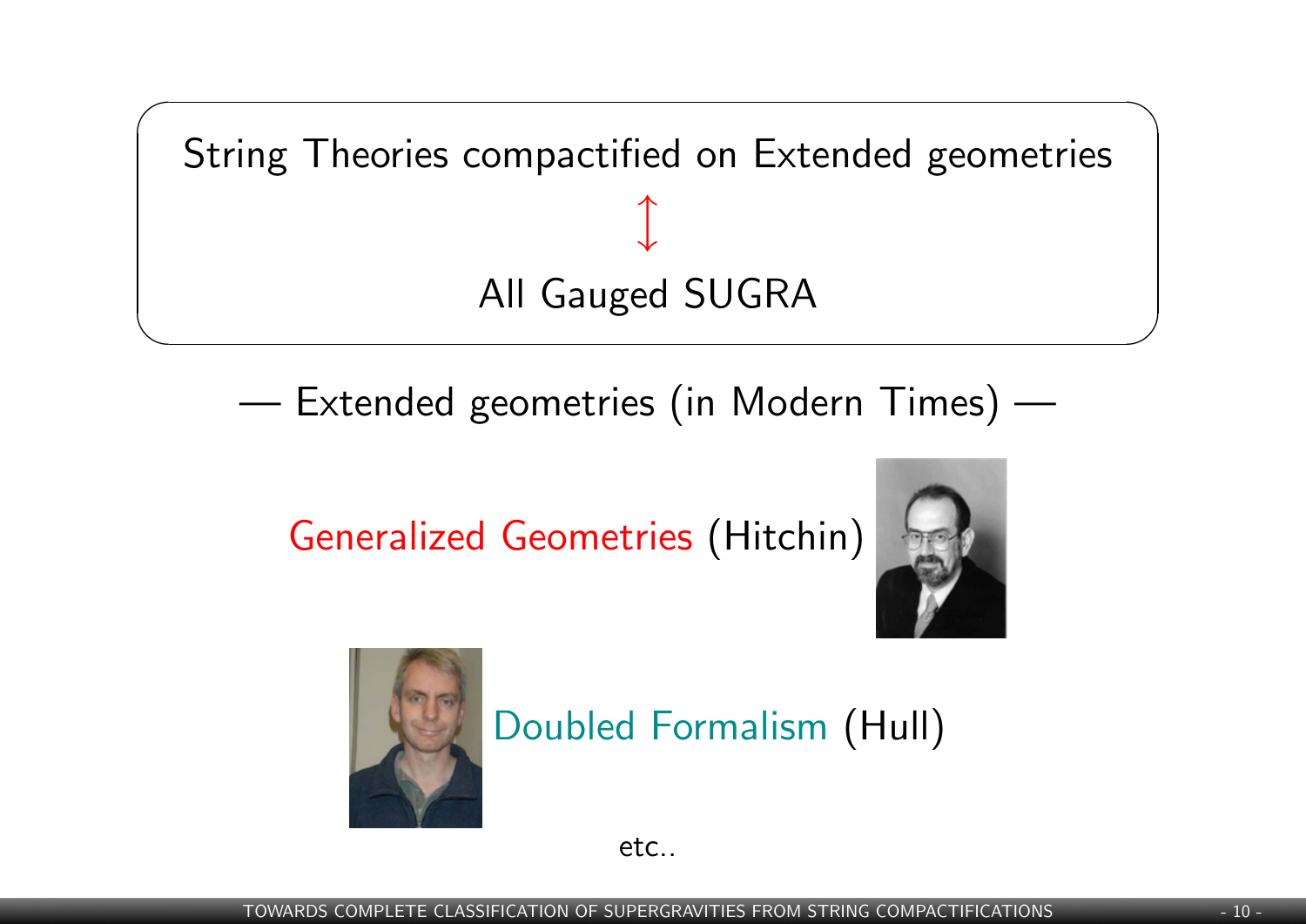String Theories compactified on Extended geometries

$\updownarrow$

All Gauged SUGRA

— Extended geometries (in Modern Times) —

Generalized Geometries (Hitchin)

Doubled Formalism (Hull)

etc..